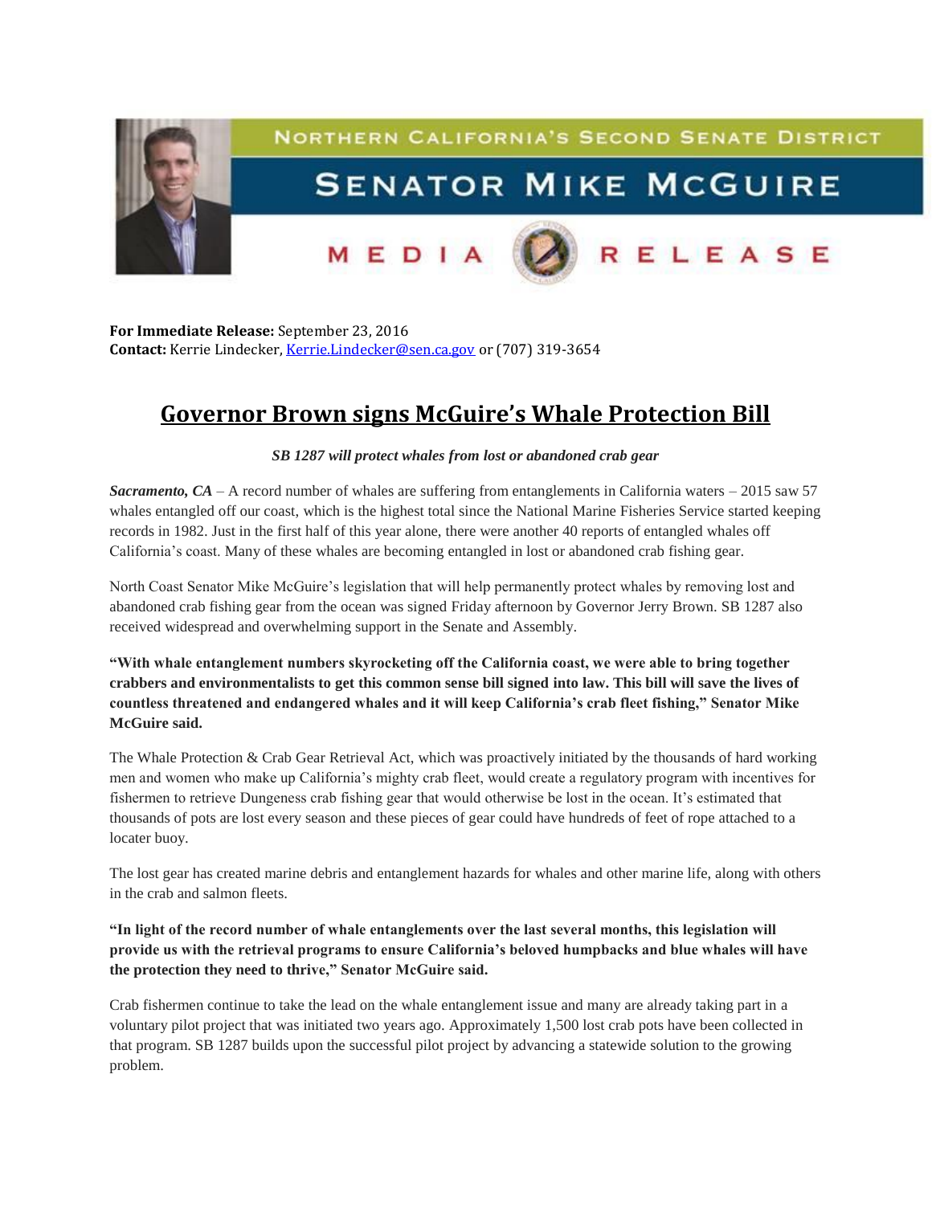NORTHERN CALIFORNIA'S SECOND SENATE DISTRICT

SENATOR MIKE MCGUIRE

MEDIA RELEASE

**For Immediate Release:** September 23, 2016
**Contact:** Kerrie Lindecker, Kerrie.Lindecker@sen.ca.gov or (707) 319-3654

# Governor Brown signs McGuire's Whale Protection Bill

***SB 1287 will protect whales from lost or abandoned crab gear***

***Sacramento, CA*** – A record number of whales are suffering from entanglements in California waters – 2015 saw 57 whales entangled off our coast, which is the highest total since the National Marine Fisheries Service started keeping records in 1982. Just in the first half of this year alone, there were another 40 reports of entangled whales off California's coast. Many of these whales are becoming entangled in lost or abandoned crab fishing gear.

North Coast Senator Mike McGuire's legislation that will help permanently protect whales by removing lost and abandoned crab fishing gear from the ocean was signed Friday afternoon by Governor Jerry Brown. SB 1287 also received widespread and overwhelming support in the Senate and Assembly.

**"With whale entanglement numbers skyrocketing off the California coast, we were able to bring together crabbers and environmentalists to get this common sense bill signed into law. This bill will save the lives of countless threatened and endangered whales and it will keep California's crab fleet fishing," Senator Mike McGuire said.**

The Whale Protection & Crab Gear Retrieval Act, which was proactively initiated by the thousands of hard working men and women who make up California's mighty crab fleet, would create a regulatory program with incentives for fishermen to retrieve Dungeness crab fishing gear that would otherwise be lost in the ocean. It's estimated that thousands of pots are lost every season and these pieces of gear could have hundreds of feet of rope attached to a locater buoy.

The lost gear has created marine debris and entanglement hazards for whales and other marine life, along with others in the crab and salmon fleets.

**"In light of the record number of whale entanglements over the last several months, this legislation will provide us with the retrieval programs to ensure California's beloved humpbacks and blue whales will have the protection they need to thrive," Senator McGuire said.**

Crab fishermen continue to take the lead on the whale entanglement issue and many are already taking part in a voluntary pilot project that was initiated two years ago. Approximately 1,500 lost crab pots have been collected in that program. SB 1287 builds upon the successful pilot project by advancing a statewide solution to the growing problem.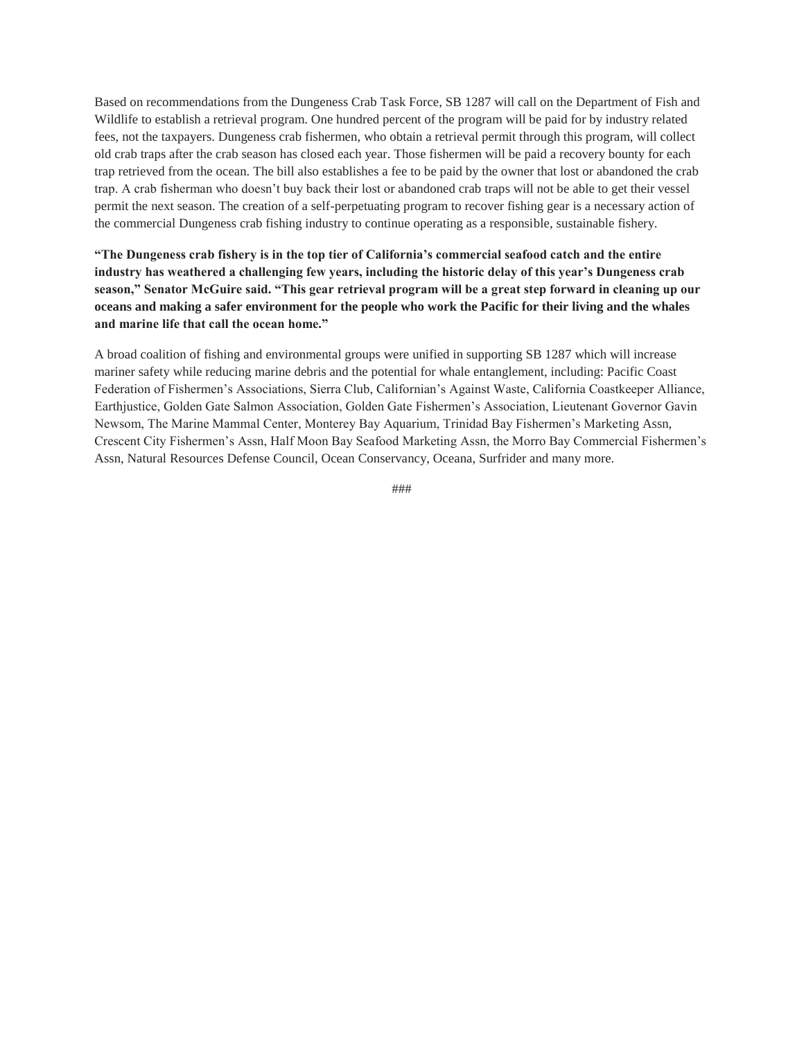Based on recommendations from the Dungeness Crab Task Force, SB 1287 will call on the Department of Fish and Wildlife to establish a retrieval program. One hundred percent of the program will be paid for by industry related fees, not the taxpayers. Dungeness crab fishermen, who obtain a retrieval permit through this program, will collect old crab traps after the crab season has closed each year. Those fishermen will be paid a recovery bounty for each trap retrieved from the ocean. The bill also establishes a fee to be paid by the owner that lost or abandoned the crab trap. A crab fisherman who doesn't buy back their lost or abandoned crab traps will not be able to get their vessel permit the next season. The creation of a self-perpetuating program to recover fishing gear is a necessary action of the commercial Dungeness crab fishing industry to continue operating as a responsible, sustainable fishery.

**"The Dungeness crab fishery is in the top tier of California's commercial seafood catch and the entire industry has weathered a challenging few years, including the historic delay of this year's Dungeness crab season," Senator McGuire said. "This gear retrieval program will be a great step forward in cleaning up our oceans and making a safer environment for the people who work the Pacific for their living and the whales and marine life that call the ocean home."**

A broad coalition of fishing and environmental groups were unified in supporting SB 1287 which will increase mariner safety while reducing marine debris and the potential for whale entanglement, including: Pacific Coast Federation of Fishermen's Associations, Sierra Club, Californian's Against Waste, California Coastkeeper Alliance, Earthjustice, Golden Gate Salmon Association, Golden Gate Fishermen's Association, Lieutenant Governor Gavin Newsom, The Marine Mammal Center, Monterey Bay Aquarium, Trinidad Bay Fishermen's Marketing Assn, Crescent City Fishermen's Assn, Half Moon Bay Seafood Marketing Assn, the Morro Bay Commercial Fishermen's Assn, Natural Resources Defense Council, Ocean Conservancy, Oceana, Surfrider and many more.

###